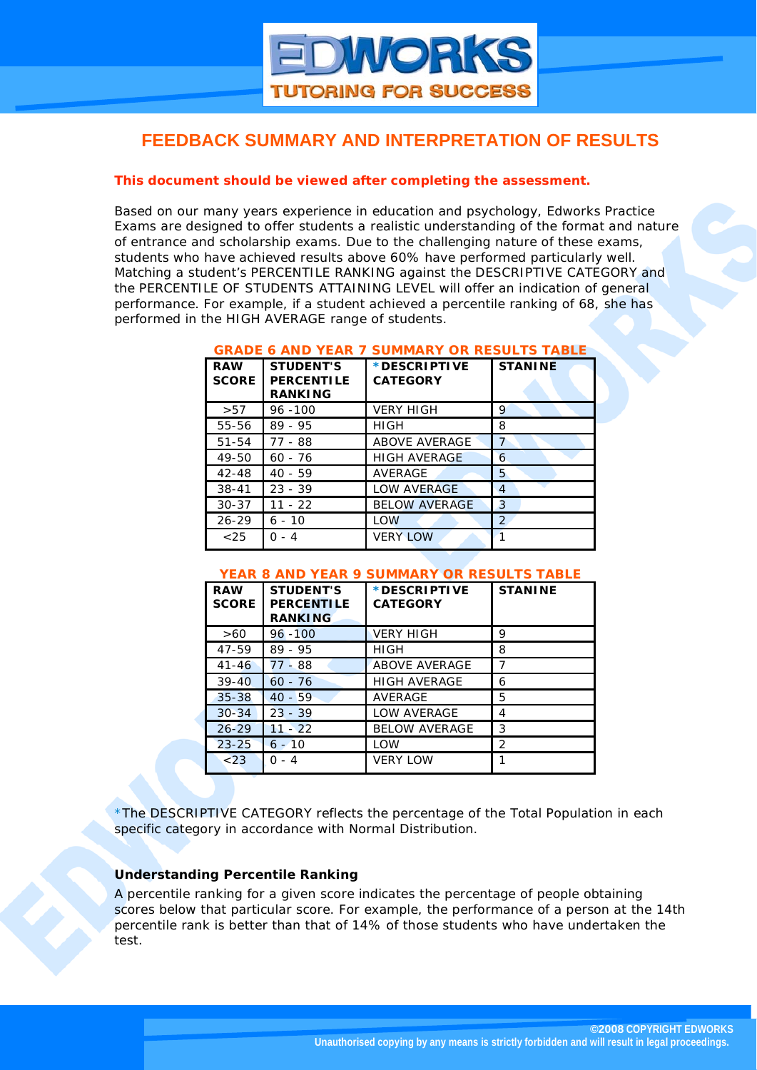# FEEDBACK SUMMARY AND INTERPRETATION OF RESULTS

**This document should be viewed after completing the assessment.**

Based on our many years experience in education and psychology, Edworks Practice Exams are designed to offer students a realistic understanding of the format and nature of entrance and scholarship exams. Due to the challenging nature of these exams, students who have achieved results above 60% have performed particularly well. Matching a student's PERCENTILE RANKING against the DESCRIPTIVE CATEGORY and the PERCENTILE OF STUDENTS ATTAINING LEVEL will offer an indication of general performance. For example, if a student achieved a percentile ranking of 68, she has performed in the HIGH AVERAGE range of students.

**GRADE 6 AND YEAR 7 SUMMARY OR RESULTS TABLE**

| RAW SCORE | STUDENT'S PERCENTILE RANKING | *DESCRIPTIVE CATEGORY | STANINE |
|---|---|---|---|
| >57 | 96 -100 | VERY HIGH | 9 |
| 55-56 | 89 - 95 | HIGH | 8 |
| 51-54 | 77 - 88 | ABOVE AVERAGE | 7 |
| 49-50 | 60 - 76 | HIGH AVERAGE | 6 |
| 42-48 | 40 - 59 | AVERAGE | 5 |
| 38-41 | 23 - 39 | LOW AVERAGE | 4 |
| 30-37 | 11 - 22 | BELOW AVERAGE | 3 |
| 26-29 | 6 - 10 | LOW | 2 |
| <25 | 0 - 4 | VERY LOW | 1 |

**YEAR 8 AND YEAR 9 SUMMARY OR RESULTS TABLE**

| RAW SCORE | STUDENT'S PERCENTILE RANKING | *DESCRIPTIVE CATEGORY | STANINE |
|---|---|---|---|
| >60 | 96 -100 | VERY HIGH | 9 |
| 47-59 | 89 - 95 | HIGH | 8 |
| 41-46 | 77 - 88 | ABOVE AVERAGE | 7 |
| 39-40 | 60 - 76 | HIGH AVERAGE | 6 |
| 35-38 | 40 - 59 | AVERAGE | 5 |
| 30-34 | 23 - 39 | LOW AVERAGE | 4 |
| 26-29 | 11 - 22 | BELOW AVERAGE | 3 |
| 23-25 | 6 - 10 | LOW | 2 |
| <23 | 0 - 4 | VERY LOW | 1 |

*The DESCRIPTIVE CATEGORY reflects the percentage of the Total Population in each specific category in accordance with Normal Distribution.

**Understanding Percentile Ranking**

A percentile ranking for a given score indicates the percentage of people obtaining scores below that particular score. For example, the performance of a person at the 14th percentile rank is better than that of 14% of those students who have undertaken the test.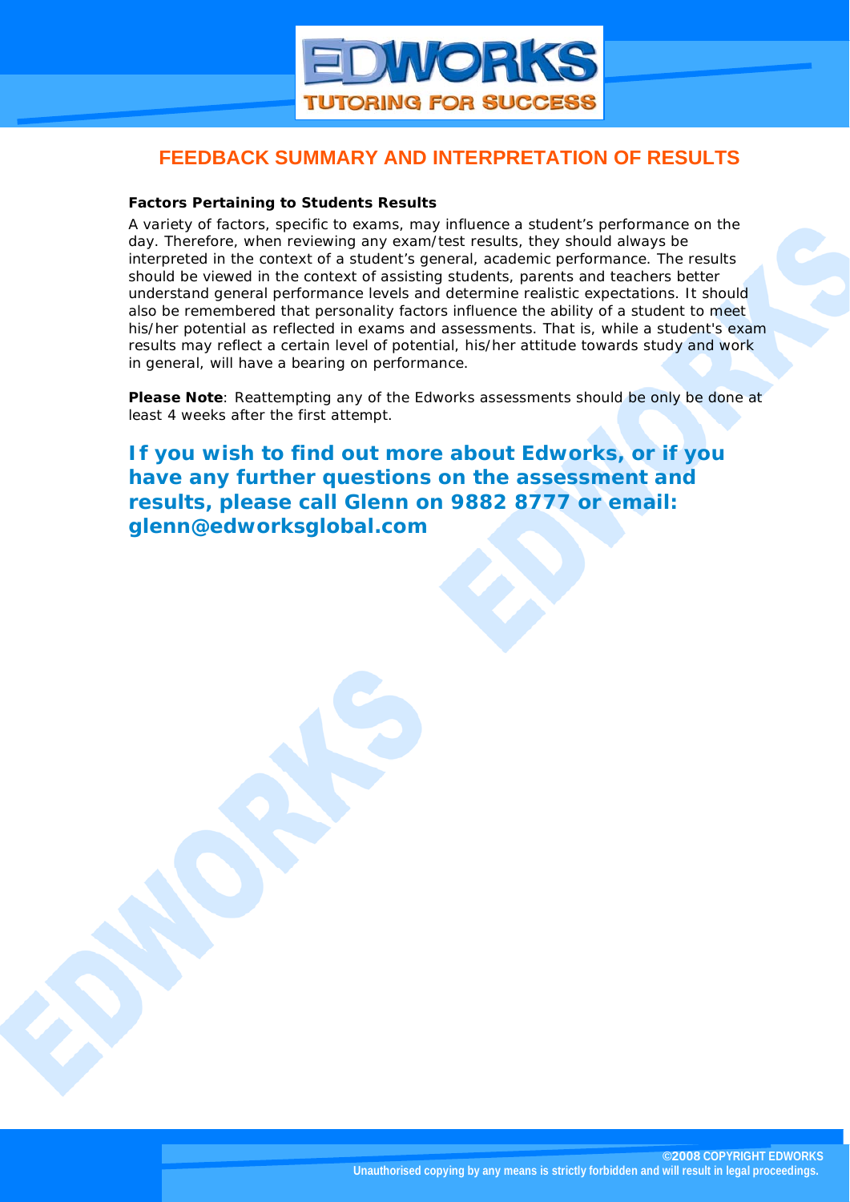# FEEDBACK SUMMARY AND INTERPRETATION OF RESULTS

**Factors Pertaining to Students Results**

A variety of factors, specific to exams, may influence a student's performance on the day. Therefore, when reviewing any exam/test results, they should always be interpreted in the context of a student's general, academic performance. The results should be viewed in the context of assisting students, parents and teachers better understand general performance levels and determine realistic expectations. It should also be remembered that personality factors influence the ability of a student to meet his/her potential as reflected in exams and assessments. That is, while a student's exam results may reflect a certain level of potential, his/her attitude towards study and work in general, will have a bearing on performance.

**Please Note**: Reattempting any of the Edworks assessments should be only be done at least 4 weeks after the first attempt.

**If you wish to find out more about Edworks, or if you have any further questions on the assessment and results, please call Glenn on 9882 8777 or email: glenn@edworksglobal.com**